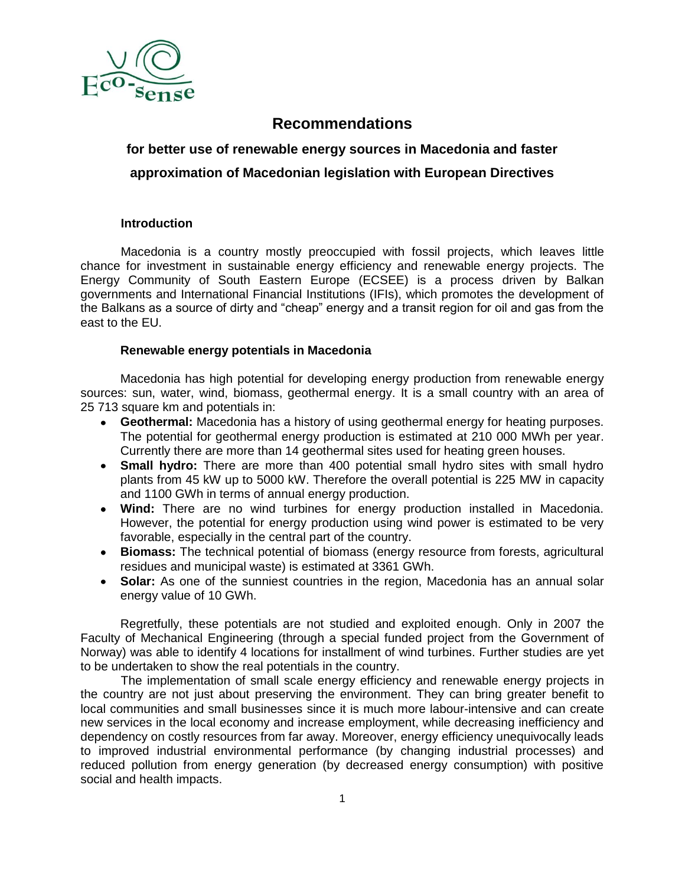# Recommendations

## for better use of renewable energy sources in Macedonia and faster approximation of Macedonian legislation with European Directives

### Introduction

Macedonia is a country mostly preoccupied with fossil projects, which leaves little chance for investment in sustainable energy efficiency and renewable energy projects. The Energy Community of South Eastern Europe (ECSEE) is a process driven by Balkan governments and International Financial Institutions (IFIs), which promotes the development of the Balkans as a source of dirty and "cheap" energy and a transit region for oil and gas from the east to the EU.

### Renewable energy potentials in Macedonia

Macedonia has high potential for developing energy production from renewable energy sources: sun, water, wind, biomass, geothermal energy. It is a small country with an area of 25 713 square km and potentials in:

- **Geothermal:** Macedonia has a history of using geothermal energy for heating purposes. The potential for geothermal energy production is estimated at 210 000 MWh per year. Currently there are more than 14 geothermal sites used for heating green houses.
- **Small hydro:** There are more than 400 potential small hydro sites with small hydro plants from 45 kW up to 5000 kW. Therefore the overall potential is 225 MW in capacity and 1100 GWh in terms of annual energy production.
- **Wind:** There are no wind turbines for energy production installed in Macedonia. However, the potential for energy production using wind power is estimated to be very favorable, especially in the central part of the country.
- **Biomass:** The technical potential of biomass (energy resource from forests, agricultural residues and municipal waste) is estimated at 3361 GWh.
- **Solar:** As one of the sunniest countries in the region, Macedonia has an annual solar energy value of 10 GWh.

Regretfully, these potentials are not studied and exploited enough. Only in 2007 the Faculty of Mechanical Engineering (through a special funded project from the Government of Norway) was able to identify 4 locations for installment of wind turbines. Further studies are yet to be undertaken to show the real potentials in the country.

The implementation of small scale energy efficiency and renewable energy projects in the country are not just about preserving the environment. They can bring greater benefit to local communities and small businesses since it is much more labour-intensive and can create new services in the local economy and increase employment, while decreasing inefficiency and dependency on costly resources from far away. Moreover, energy efficiency unequivocally leads to improved industrial environmental performance (by changing industrial processes) and reduced pollution from energy generation (by decreased energy consumption) with positive social and health impacts.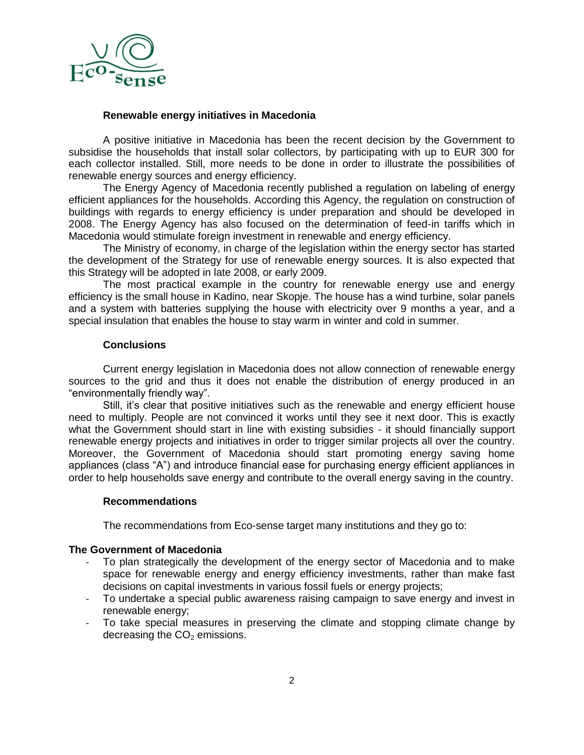### Renewable energy initiatives in Macedonia

A positive initiative in Macedonia has been the recent decision by the Government to subsidise the households that install solar collectors, by participating with up to EUR 300 for each collector installed. Still, more needs to be done in order to illustrate the possibilities of renewable energy sources and energy efficiency.

The Energy Agency of Macedonia recently published a regulation on labeling of energy efficient appliances for the households. According this Agency, the regulation on construction of buildings with regards to energy efficiency is under preparation and should be developed in 2008. The Energy Agency has also focused on the determination of feed-in tariffs which in Macedonia would stimulate foreign investment in renewable and energy efficiency.

The Ministry of economy, in charge of the legislation within the energy sector has started the development of the Strategy for use of renewable energy sources. It is also expected that this Strategy will be adopted in late 2008, or early 2009.

The most practical example in the country for renewable energy use and energy efficiency is the small house in Kadino, near Skopje. The house has a wind turbine, solar panels and a system with batteries supplying the house with electricity over 9 months a year, and a special insulation that enables the house to stay warm in winter and cold in summer.

### Conclusions

Current energy legislation in Macedonia does not allow connection of renewable energy sources to the grid and thus it does not enable the distribution of energy produced in an "environmentally friendly way".

Still, it's clear that positive initiatives such as the renewable and energy efficient house need to multiply. People are not convinced it works until they see it next door. This is exactly what the Government should start in line with existing subsidies - it should financially support renewable energy projects and initiatives in order to trigger similar projects all over the country. Moreover, the Government of Macedonia should start promoting energy saving home appliances (class "A") and introduce financial ease for purchasing energy efficient appliances in order to help households save energy and contribute to the overall energy saving in the country.

### Recommendations

The recommendations from Eco-sense target many institutions and they go to:

**The Government of Macedonia**

- To plan strategically the development of the energy sector of Macedonia and to make space for renewable energy and energy efficiency investments, rather than make fast decisions on capital investments in various fossil fuels or energy projects;
- To undertake a special public awareness raising campaign to save energy and invest in renewable energy;
- To take special measures in preserving the climate and stopping climate change by decreasing the $CO_2$ emissions.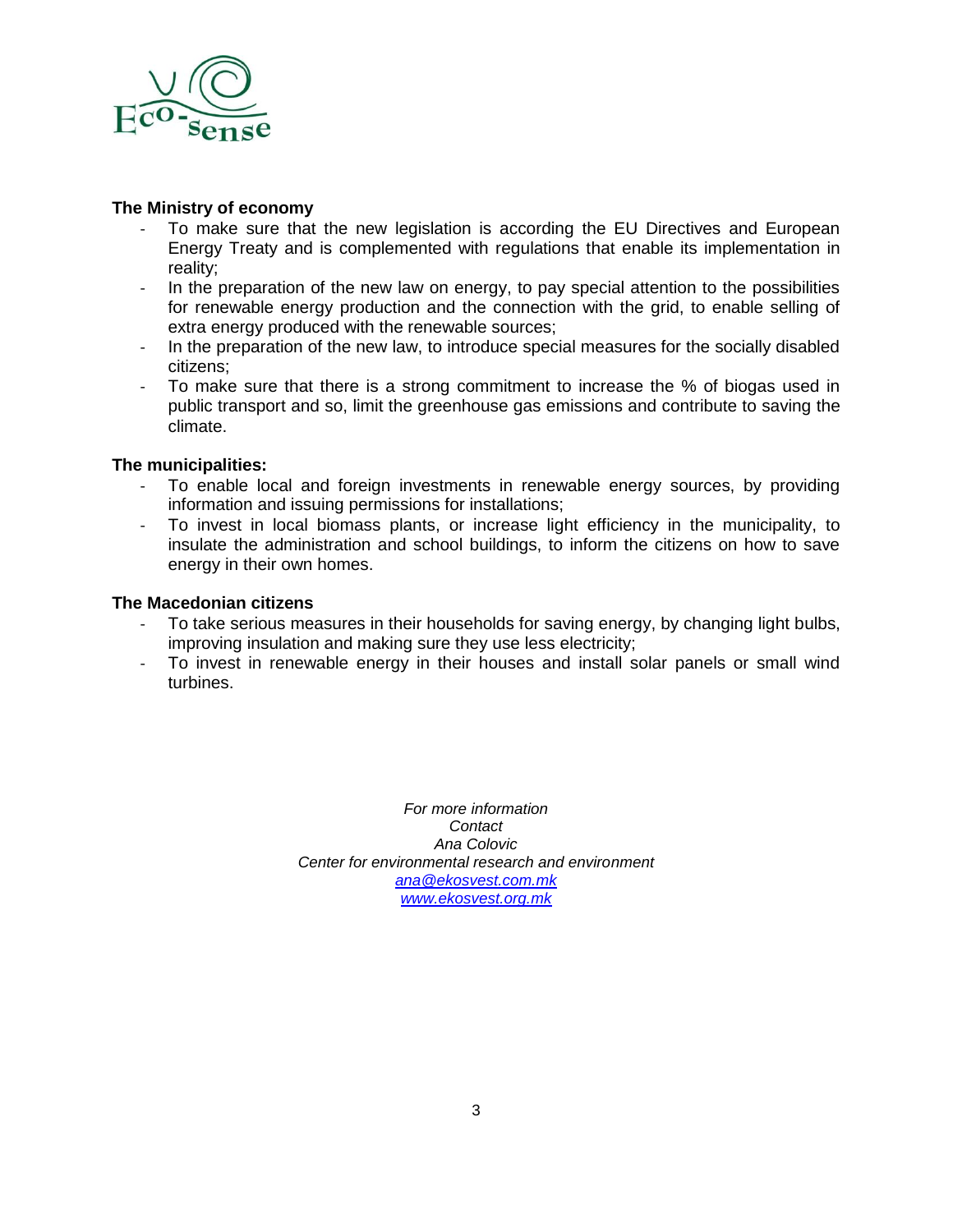**The Ministry of economy**

- To make sure that the new legislation is according the EU Directives and European Energy Treaty and is complemented with regulations that enable its implementation in reality;
- In the preparation of the new law on energy, to pay special attention to the possibilities for renewable energy production and the connection with the grid, to enable selling of extra energy produced with the renewable sources;
- In the preparation of the new law, to introduce special measures for the socially disabled citizens;
- To make sure that there is a strong commitment to increase the % of biogas used in public transport and so, limit the greenhouse gas emissions and contribute to saving the climate.

**The municipalities:**

- To enable local and foreign investments in renewable energy sources, by providing information and issuing permissions for installations;
- To invest in local biomass plants, or increase light efficiency in the municipality, to insulate the administration and school buildings, to inform the citizens on how to save energy in their own homes.

**The Macedonian citizens**

- To take serious measures in their households for saving energy, by changing light bulbs, improving insulation and making sure they use less electricity;
- To invest in renewable energy in their houses and install solar panels or small wind turbines.

*For more information*
*Contact*
*Ana Colovic*
*Center for environmental research and environment*
*ana@ekosvest.com.mk*
*www.ekosvest.org.mk*